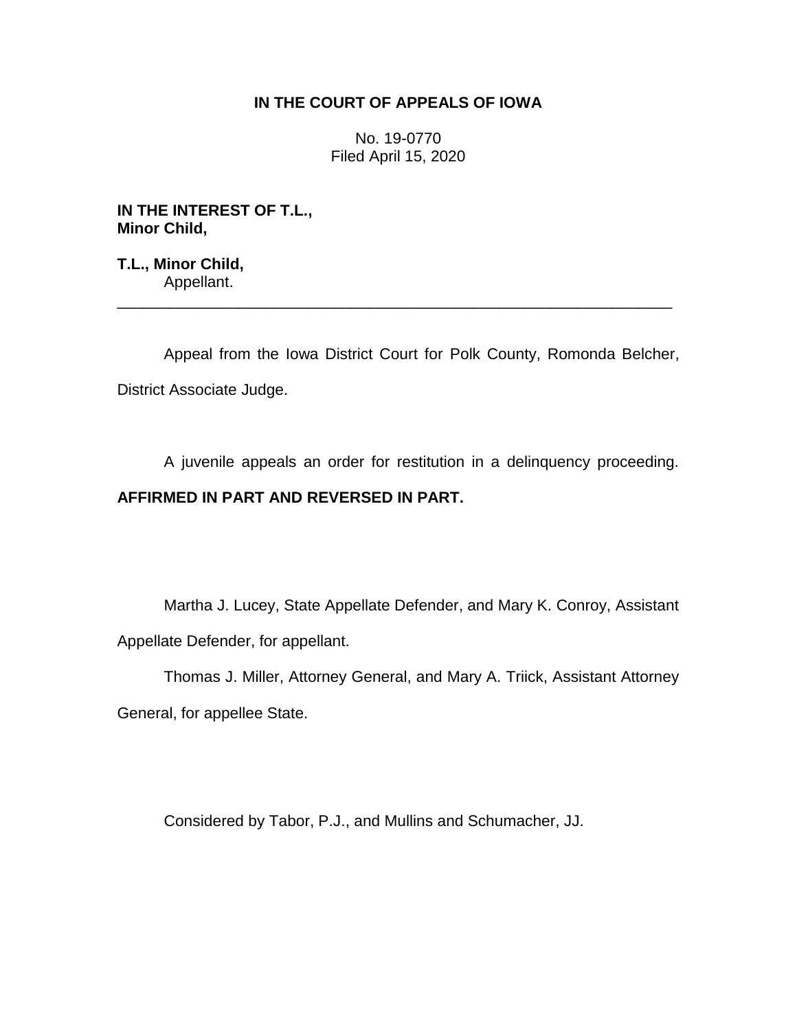**IN THE COURT OF APPEALS OF IOWA**

No. 19-0770
Filed April 15, 2020

**IN THE INTEREST OF T.L.,**
**Minor Child,**

**T.L., Minor Child,**
Appellant.

---

Appeal from the Iowa District Court for Polk County, Romonda Belcher, District Associate Judge.

A juvenile appeals an order for restitution in a delinquency proceeding. **AFFIRMED IN PART AND REVERSED IN PART.**

Martha J. Lucey, State Appellate Defender, and Mary K. Conroy, Assistant Appellate Defender, for appellant.

Thomas J. Miller, Attorney General, and Mary A. Triick, Assistant Attorney General, for appellee State.

Considered by Tabor, P.J., and Mullins and Schumacher, JJ.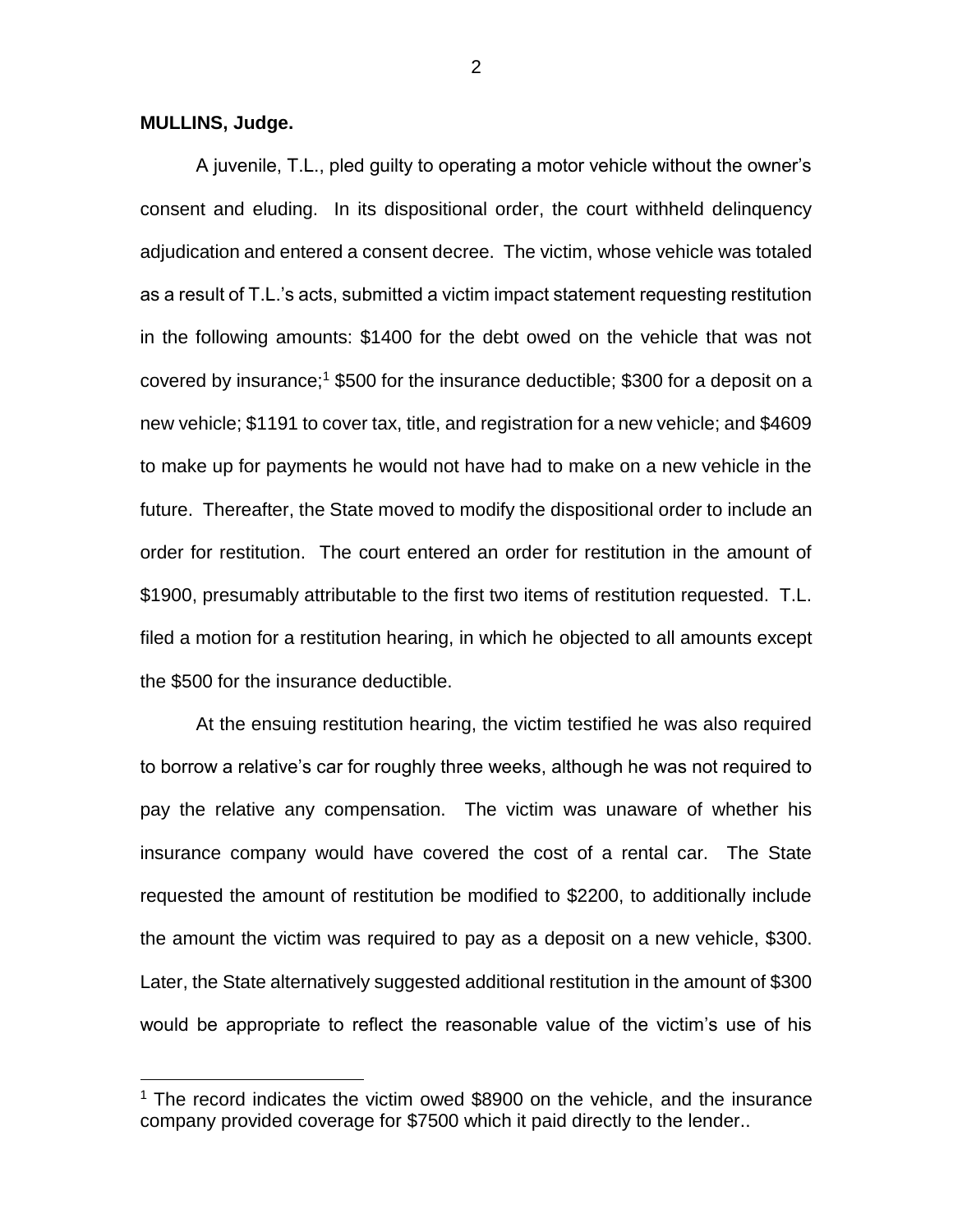**MULLINS, Judge.**

A juvenile, T.L., pled guilty to operating a motor vehicle without the owner's consent and eluding. In its dispositional order, the court withheld delinquency adjudication and entered a consent decree. The victim, whose vehicle was totaled as a result of T.L.'s acts, submitted a victim impact statement requesting restitution in the following amounts: $1400 for the debt owed on the vehicle that was not covered by insurance;[1] $500 for the insurance deductible; $300 for a deposit on a new vehicle; $1191 to cover tax, title, and registration for a new vehicle; and $4609 to make up for payments he would not have had to make on a new vehicle in the future. Thereafter, the State moved to modify the dispositional order to include an order for restitution. The court entered an order for restitution in the amount of $1900, presumably attributable to the first two items of restitution requested. T.L. filed a motion for a restitution hearing, in which he objected to all amounts except the $500 for the insurance deductible.

At the ensuing restitution hearing, the victim testified he was also required to borrow a relative's car for roughly three weeks, although he was not required to pay the relative any compensation. The victim was unaware of whether his insurance company would have covered the cost of a rental car. The State requested the amount of restitution be modified to $2200, to additionally include the amount the victim was required to pay as a deposit on a new vehicle, $300. Later, the State alternatively suggested additional restitution in the amount of $300 would be appropriate to reflect the reasonable value of the victim's use of his

[1] The record indicates the victim owed $8900 on the vehicle, and the insurance company provided coverage for $7500 which it paid directly to the lender..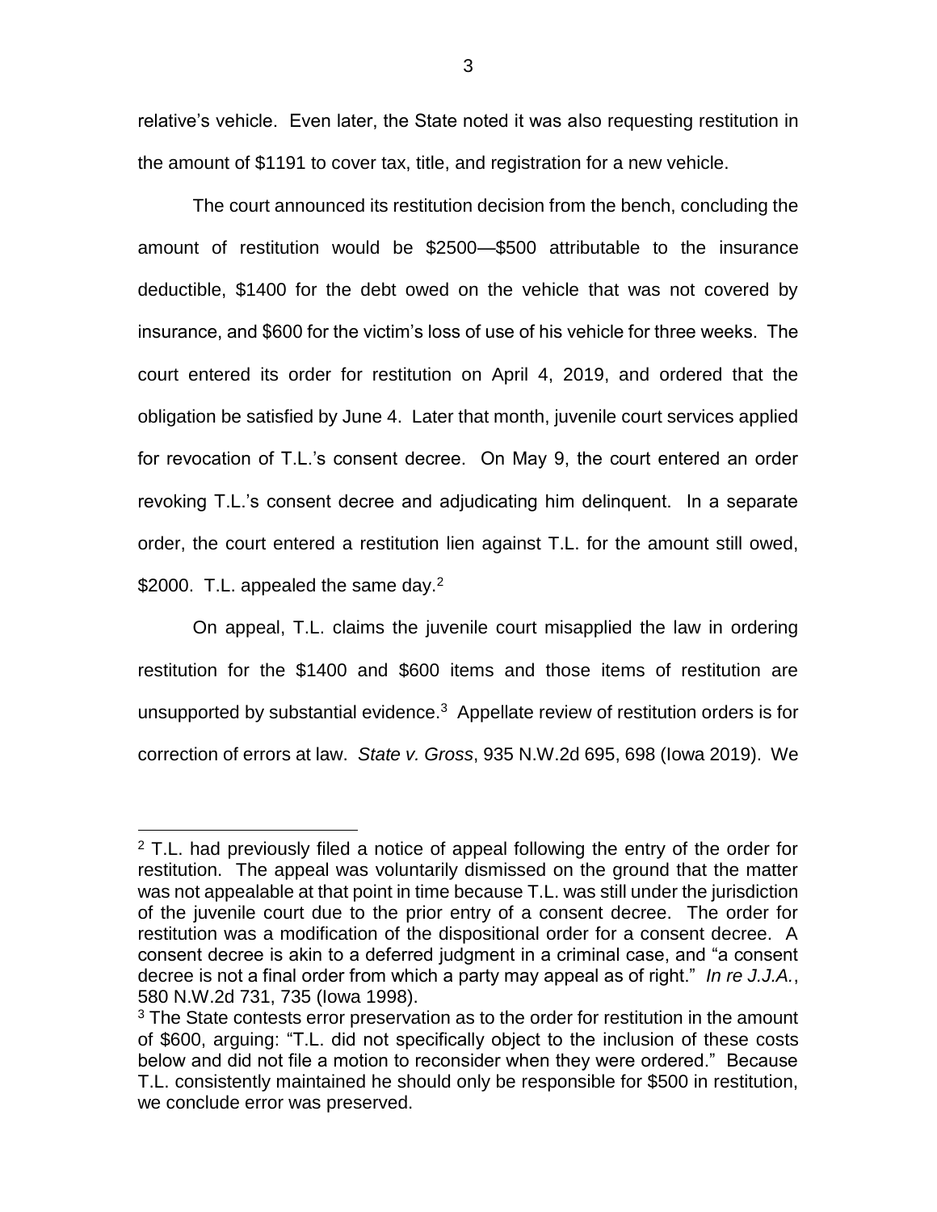relative's vehicle. Even later, the State noted it was also requesting restitution in the amount of $1191 to cover tax, title, and registration for a new vehicle.

The court announced its restitution decision from the bench, concluding the amount of restitution would be $2500—$500 attributable to the insurance deductible, $1400 for the debt owed on the vehicle that was not covered by insurance, and $600 for the victim's loss of use of his vehicle for three weeks. The court entered its order for restitution on April 4, 2019, and ordered that the obligation be satisfied by June 4. Later that month, juvenile court services applied for revocation of T.L.'s consent decree. On May 9, the court entered an order revoking T.L.'s consent decree and adjudicating him delinquent. In a separate order, the court entered a restitution lien against T.L. for the amount still owed, $2000. T.L. appealed the same day.[2]

On appeal, T.L. claims the juvenile court misapplied the law in ordering restitution for the $1400 and $600 items and those items of restitution are unsupported by substantial evidence.[3] Appellate review of restitution orders is for correction of errors at law. *State v. Gross*, 935 N.W.2d 695, 698 (Iowa 2019). We

---

[2] T.L. had previously filed a notice of appeal following the entry of the order for restitution. The appeal was voluntarily dismissed on the ground that the matter was not appealable at that point in time because T.L. was still under the jurisdiction of the juvenile court due to the prior entry of a consent decree. The order for restitution was a modification of the dispositional order for a consent decree. A consent decree is akin to a deferred judgment in a criminal case, and "a consent decree is not a final order from which a party may appeal as of right." *In re J.J.A.*, 580 N.W.2d 731, 735 (Iowa 1998).

[3] The State contests error preservation as to the order for restitution in the amount of $600, arguing: "T.L. did not specifically object to the inclusion of these costs below and did not file a motion to reconsider when they were ordered." Because T.L. consistently maintained he should only be responsible for $500 in restitution, we conclude error was preserved.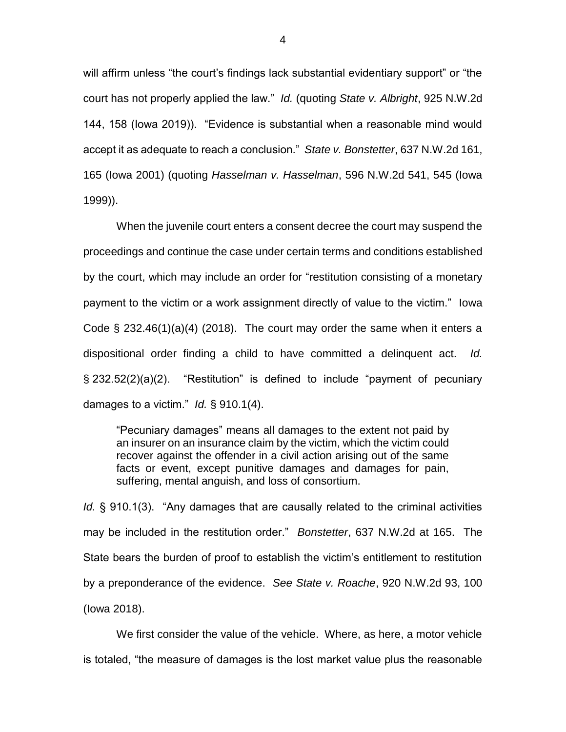will affirm unless "the court's findings lack substantial evidentiary support" or "the court has not properly applied the law." *Id.* (quoting *State v. Albright*, 925 N.W.2d 144, 158 (Iowa 2019)). "Evidence is substantial when a reasonable mind would accept it as adequate to reach a conclusion." *State v. Bonstetter*, 637 N.W.2d 161, 165 (Iowa 2001) (quoting *Hasselman v. Hasselman*, 596 N.W.2d 541, 545 (Iowa 1999)).

When the juvenile court enters a consent decree the court may suspend the proceedings and continue the case under certain terms and conditions established by the court, which may include an order for "restitution consisting of a monetary payment to the victim or a work assignment directly of value to the victim." Iowa Code § 232.46(1)(a)(4) (2018). The court may order the same when it enters a dispositional order finding a child to have committed a delinquent act. *Id.* § 232.52(2)(a)(2). "Restitution" is defined to include "payment of pecuniary damages to a victim." *Id.* § 910.1(4).

> "Pecuniary damages" means all damages to the extent not paid by an insurer on an insurance claim by the victim, which the victim could recover against the offender in a civil action arising out of the same facts or event, except punitive damages and damages for pain, suffering, mental anguish, and loss of consortium.

*Id.* § 910.1(3). "Any damages that are causally related to the criminal activities may be included in the restitution order." *Bonstetter*, 637 N.W.2d at 165. The State bears the burden of proof to establish the victim's entitlement to restitution by a preponderance of the evidence. *See State v. Roache*, 920 N.W.2d 93, 100 (Iowa 2018).

We first consider the value of the vehicle. Where, as here, a motor vehicle is totaled, "the measure of damages is the lost market value plus the reasonable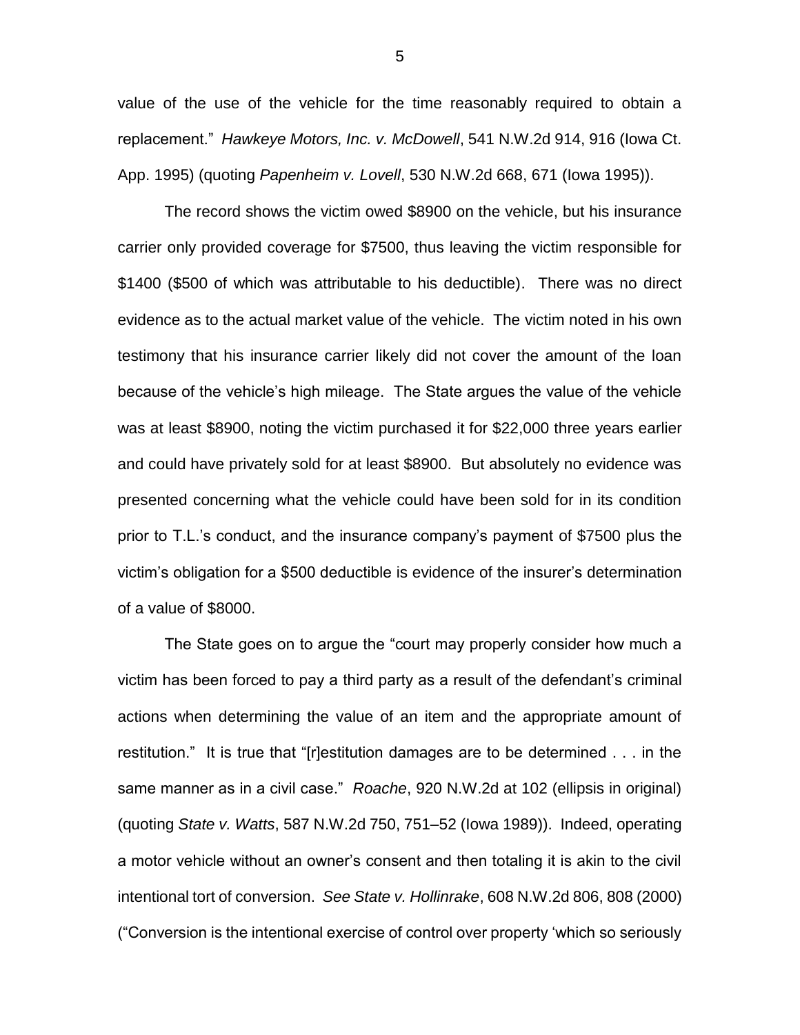value of the use of the vehicle for the time reasonably required to obtain a replacement." *Hawkeye Motors, Inc. v. McDowell*, 541 N.W.2d 914, 916 (Iowa Ct. App. 1995) (quoting *Papenheim v. Lovell*, 530 N.W.2d 668, 671 (Iowa 1995)).

The record shows the victim owed $8900 on the vehicle, but his insurance carrier only provided coverage for $7500, thus leaving the victim responsible for $1400 ($500 of which was attributable to his deductible). There was no direct evidence as to the actual market value of the vehicle. The victim noted in his own testimony that his insurance carrier likely did not cover the amount of the loan because of the vehicle's high mileage. The State argues the value of the vehicle was at least $8900, noting the victim purchased it for $22,000 three years earlier and could have privately sold for at least $8900. But absolutely no evidence was presented concerning what the vehicle could have been sold for in its condition prior to T.L.'s conduct, and the insurance company's payment of $7500 plus the victim's obligation for a $500 deductible is evidence of the insurer's determination of a value of $8000.

The State goes on to argue the "court may properly consider how much a victim has been forced to pay a third party as a result of the defendant's criminal actions when determining the value of an item and the appropriate amount of restitution." It is true that "[r]estitution damages are to be determined . . . in the same manner as in a civil case." *Roache*, 920 N.W.2d at 102 (ellipsis in original) (quoting *State v. Watts*, 587 N.W.2d 750, 751–52 (Iowa 1989)). Indeed, operating a motor vehicle without an owner's consent and then totaling it is akin to the civil intentional tort of conversion. *See State v. Hollinrake*, 608 N.W.2d 806, 808 (2000) ("Conversion is the intentional exercise of control over property 'which so seriously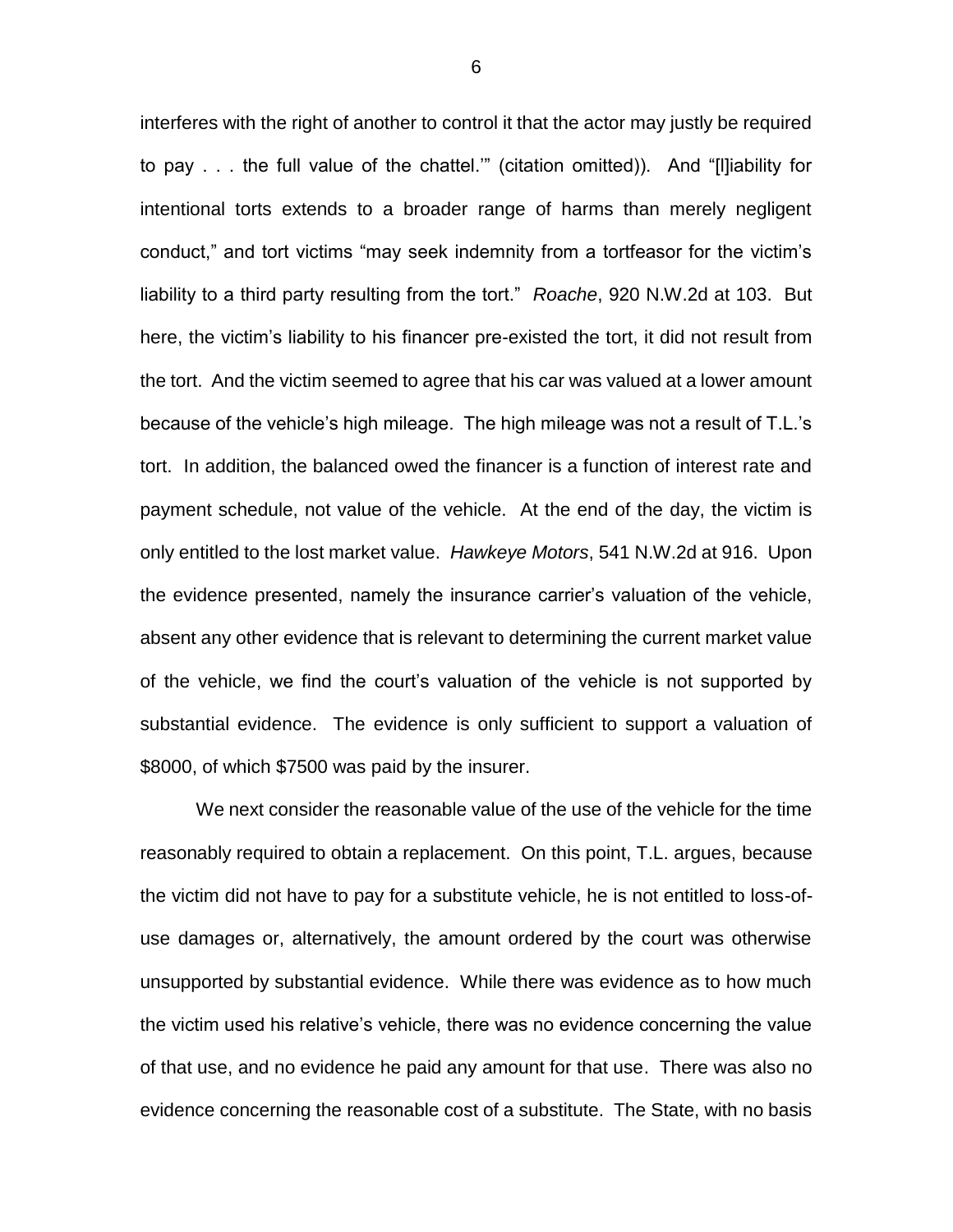interferes with the right of another to control it that the actor may justly be required to pay . . . the full value of the chattel.'" (citation omitted)). And "[l]iability for intentional torts extends to a broader range of harms than merely negligent conduct," and tort victims "may seek indemnity from a tortfeasor for the victim's liability to a third party resulting from the tort." *Roache*, 920 N.W.2d at 103. But here, the victim's liability to his financer pre-existed the tort, it did not result from the tort. And the victim seemed to agree that his car was valued at a lower amount because of the vehicle's high mileage. The high mileage was not a result of T.L.'s tort. In addition, the balanced owed the financer is a function of interest rate and payment schedule, not value of the vehicle. At the end of the day, the victim is only entitled to the lost market value. *Hawkeye Motors*, 541 N.W.2d at 916. Upon the evidence presented, namely the insurance carrier's valuation of the vehicle, absent any other evidence that is relevant to determining the current market value of the vehicle, we find the court's valuation of the vehicle is not supported by substantial evidence. The evidence is only sufficient to support a valuation of $8000, of which $7500 was paid by the insurer.

We next consider the reasonable value of the use of the vehicle for the time reasonably required to obtain a replacement. On this point, T.L. argues, because the victim did not have to pay for a substitute vehicle, he is not entitled to loss-of-use damages or, alternatively, the amount ordered by the court was otherwise unsupported by substantial evidence. While there was evidence as to how much the victim used his relative's vehicle, there was no evidence concerning the value of that use, and no evidence he paid any amount for that use. There was also no evidence concerning the reasonable cost of a substitute. The State, with no basis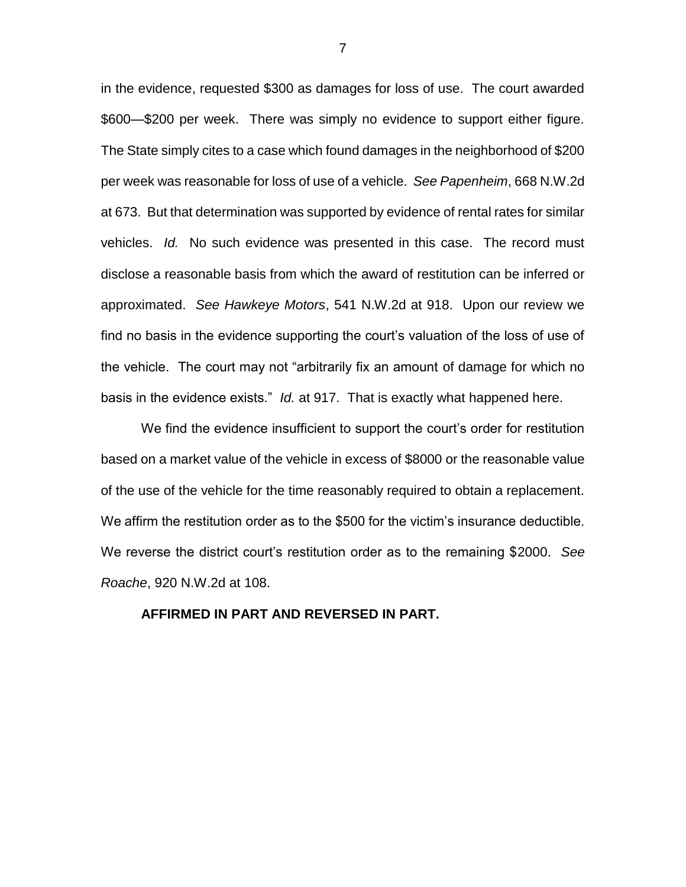in the evidence, requested $300 as damages for loss of use. The court awarded $600—$200 per week. There was simply no evidence to support either figure. The State simply cites to a case which found damages in the neighborhood of $200 per week was reasonable for loss of use of a vehicle. *See Papenheim*, 668 N.W.2d at 673. But that determination was supported by evidence of rental rates for similar vehicles. *Id.* No such evidence was presented in this case. The record must disclose a reasonable basis from which the award of restitution can be inferred or approximated. *See Hawkeye Motors*, 541 N.W.2d at 918. Upon our review we find no basis in the evidence supporting the court's valuation of the loss of use of the vehicle. The court may not "arbitrarily fix an amount of damage for which no basis in the evidence exists." *Id.* at 917. That is exactly what happened here.

We find the evidence insufficient to support the court's order for restitution based on a market value of the vehicle in excess of $8000 or the reasonable value of the use of the vehicle for the time reasonably required to obtain a replacement. We affirm the restitution order as to the $500 for the victim's insurance deductible. We reverse the district court's restitution order as to the remaining $2000. *See Roache*, 920 N.W.2d at 108.

**AFFIRMED IN PART AND REVERSED IN PART.**